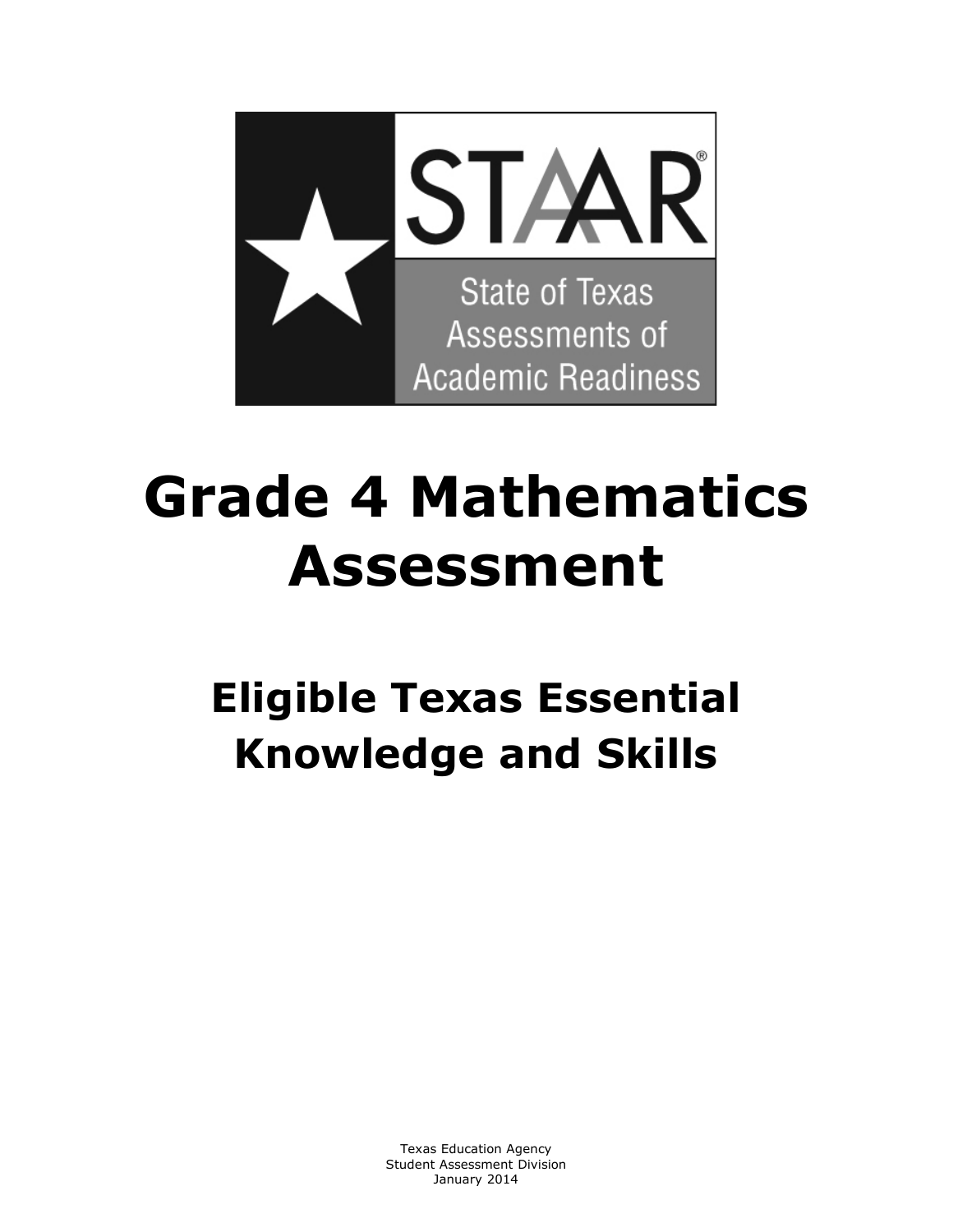STAAR®

State of Texas Assessments of Academic Readiness

# Grade 4 Mathematics Assessment

## Eligible Texas Essential Knowledge and Skills

Texas Education Agency
Student Assessment Division
January 2014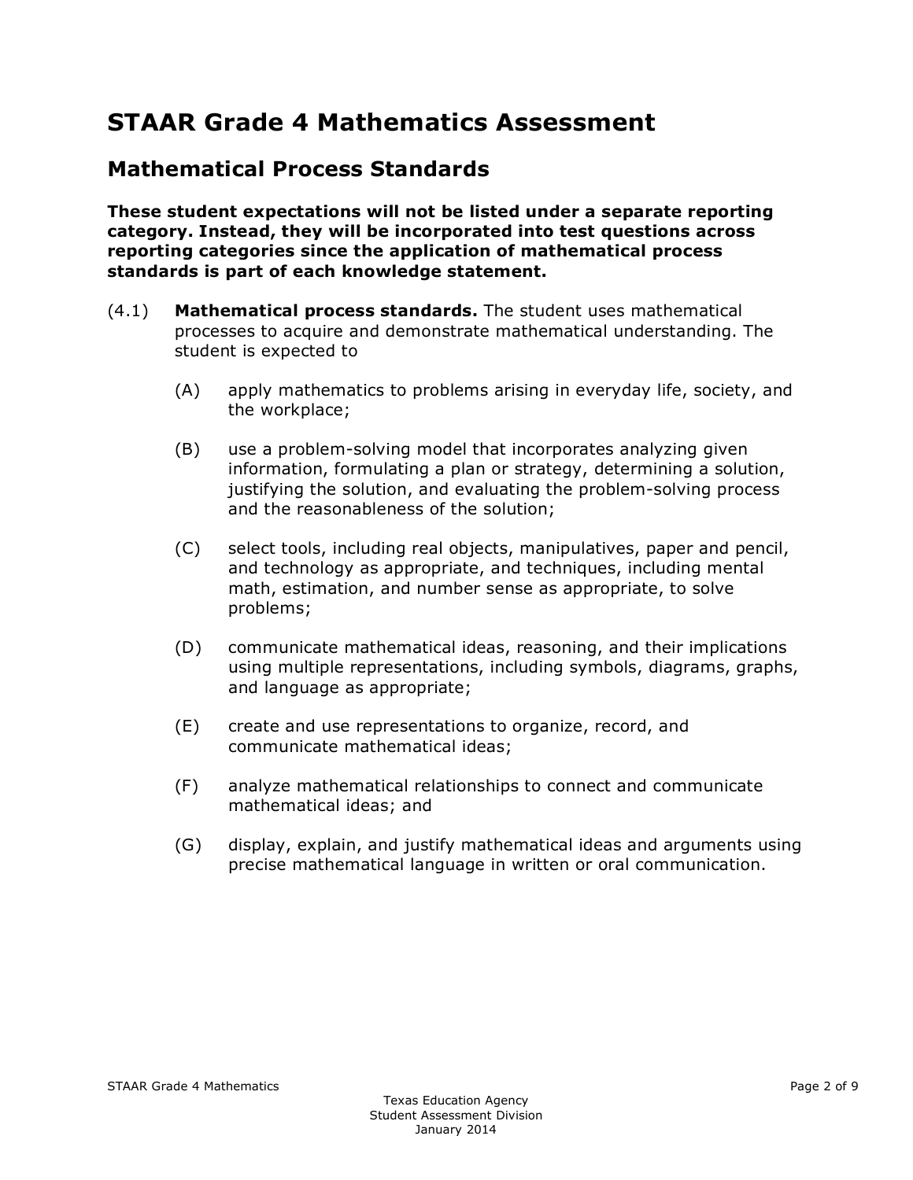# STAAR Grade 4 Mathematics Assessment

## Mathematical Process Standards

**These student expectations will not be listed under a separate reporting category. Instead, they will be incorporated into test questions across reporting categories since the application of mathematical process standards is part of each knowledge statement.**

(4.1) **Mathematical process standards.** The student uses mathematical processes to acquire and demonstrate mathematical understanding. The student is expected to

- (A) apply mathematics to problems arising in everyday life, society, and the workplace;
- (B) use a problem-solving model that incorporates analyzing given information, formulating a plan or strategy, determining a solution, justifying the solution, and evaluating the problem-solving process and the reasonableness of the solution;
- (C) select tools, including real objects, manipulatives, paper and pencil, and technology as appropriate, and techniques, including mental math, estimation, and number sense as appropriate, to solve problems;
- (D) communicate mathematical ideas, reasoning, and their implications using multiple representations, including symbols, diagrams, graphs, and language as appropriate;
- (E) create and use representations to organize, record, and communicate mathematical ideas;
- (F) analyze mathematical relationships to connect and communicate mathematical ideas; and
- (G) display, explain, and justify mathematical ideas and arguments using precise mathematical language in written or oral communication.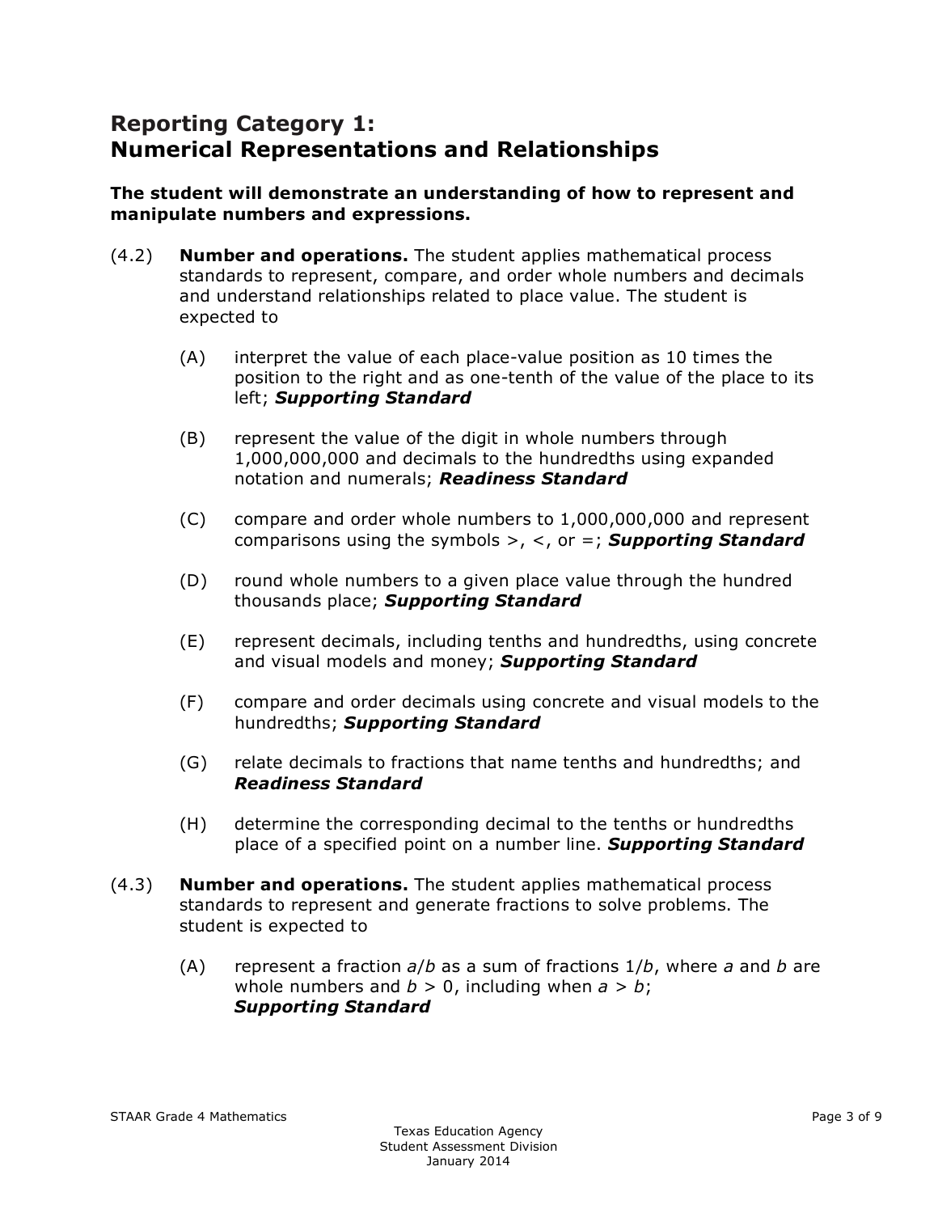## Reporting Category 1: Numerical Representations and Relationships

**The student will demonstrate an understanding of how to represent and manipulate numbers and expressions.**

(4.2) **Number and operations.** The student applies mathematical process standards to represent, compare, and order whole numbers and decimals and understand relationships related to place value. The student is expected to

- (A) interpret the value of each place-value position as 10 times the position to the right and as one-tenth of the value of the place to its left; ***Supporting Standard***
- (B) represent the value of the digit in whole numbers through 1,000,000,000 and decimals to the hundredths using expanded notation and numerals; ***Readiness Standard***
- (C) compare and order whole numbers to 1,000,000,000 and represent comparisons using the symbols >, <, or =; ***Supporting Standard***
- (D) round whole numbers to a given place value through the hundred thousands place; ***Supporting Standard***
- (E) represent decimals, including tenths and hundredths, using concrete and visual models and money; ***Supporting Standard***
- (F) compare and order decimals using concrete and visual models to the hundredths; ***Supporting Standard***
- (G) relate decimals to fractions that name tenths and hundredths; and ***Readiness Standard***
- (H) determine the corresponding decimal to the tenths or hundredths place of a specified point on a number line. ***Supporting Standard***

(4.3) **Number and operations.** The student applies mathematical process standards to represent and generate fractions to solve problems. The student is expected to

- (A) represent a fraction $a/b$ as a sum of fractions $1/b$, where $a$ and $b$ are whole numbers and $b > 0$, including when $a > b$; ***Supporting Standard***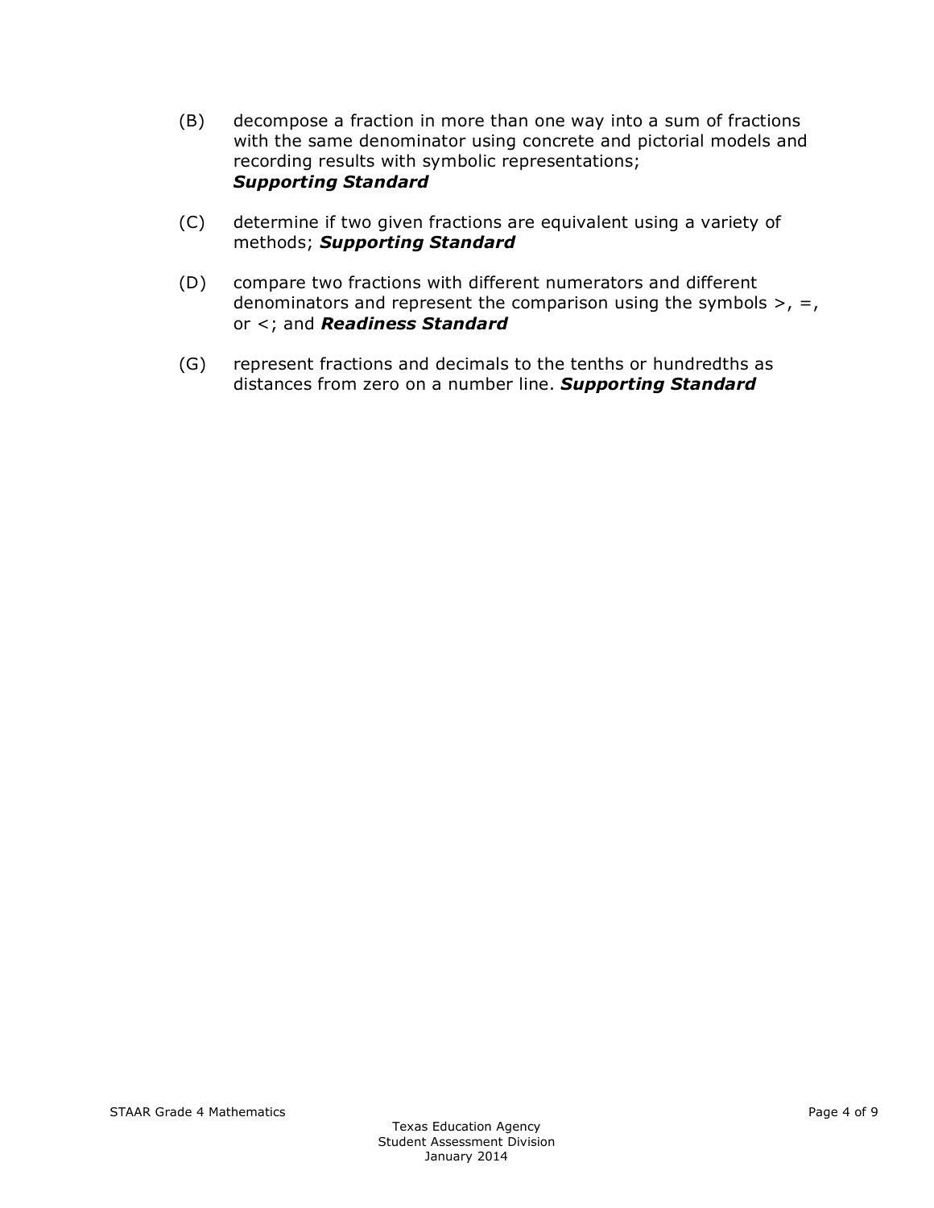(B) decompose a fraction in more than one way into a sum of fractions with the same denominator using concrete and pictorial models and recording results with symbolic representations; ***Supporting Standard***

(C) determine if two given fractions are equivalent using a variety of methods; ***Supporting Standard***

(D) compare two fractions with different numerators and different denominators and represent the comparison using the symbols >, =, or <; and ***Readiness Standard***

(G) represent fractions and decimals to the tenths or hundredths as distances from zero on a number line. ***Supporting Standard***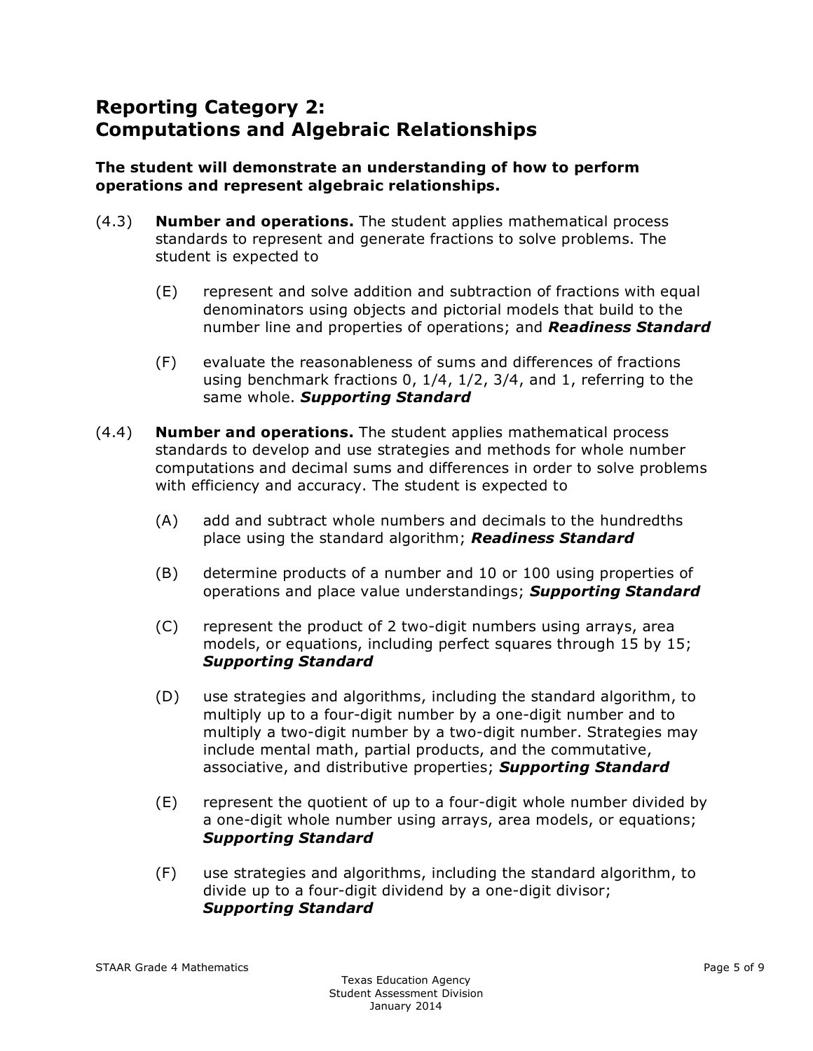## Reporting Category 2: Computations and Algebraic Relationships

**The student will demonstrate an understanding of how to perform operations and represent algebraic relationships.**

(4.3) **Number and operations.** The student applies mathematical process standards to represent and generate fractions to solve problems. The student is expected to

- (E) represent and solve addition and subtraction of fractions with equal denominators using objects and pictorial models that build to the number line and properties of operations; and ***Readiness Standard***

- (F) evaluate the reasonableness of sums and differences of fractions using benchmark fractions 0, 1/4, 1/2, 3/4, and 1, referring to the same whole. ***Supporting Standard***

(4.4) **Number and operations.** The student applies mathematical process standards to develop and use strategies and methods for whole number computations and decimal sums and differences in order to solve problems with efficiency and accuracy. The student is expected to

- (A) add and subtract whole numbers and decimals to the hundredths place using the standard algorithm; ***Readiness Standard***

- (B) determine products of a number and 10 or 100 using properties of operations and place value understandings; ***Supporting Standard***

- (C) represent the product of 2 two-digit numbers using arrays, area models, or equations, including perfect squares through 15 by 15; ***Supporting Standard***

- (D) use strategies and algorithms, including the standard algorithm, to multiply up to a four-digit number by a one-digit number and to multiply a two-digit number by a two-digit number. Strategies may include mental math, partial products, and the commutative, associative, and distributive properties; ***Supporting Standard***

- (E) represent the quotient of up to a four-digit whole number divided by a one-digit whole number using arrays, area models, or equations; ***Supporting Standard***

- (F) use strategies and algorithms, including the standard algorithm, to divide up to a four-digit dividend by a one-digit divisor; ***Supporting Standard***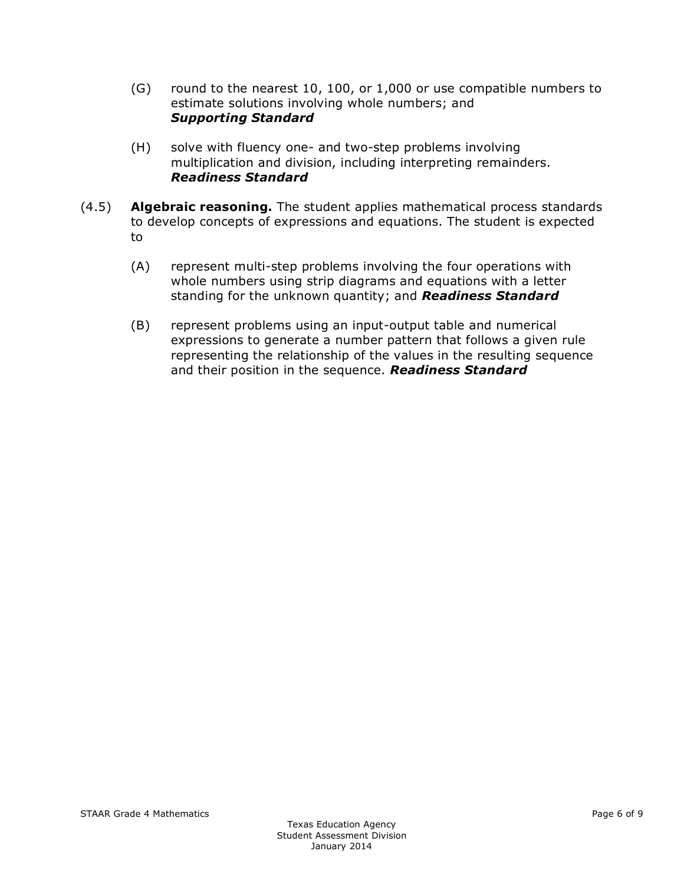(G) round to the nearest 10, 100, or 1,000 or use compatible numbers to estimate solutions involving whole numbers; and
***Supporting Standard***

(H) solve with fluency one- and two-step problems involving multiplication and division, including interpreting remainders.
***Readiness Standard***

(4.5) **Algebraic reasoning.** The student applies mathematical process standards to develop concepts of expressions and equations. The student is expected to

(A) represent multi-step problems involving the four operations with whole numbers using strip diagrams and equations with a letter standing for the unknown quantity; and ***Readiness Standard***

(B) represent problems using an input-output table and numerical expressions to generate a number pattern that follows a given rule representing the relationship of the values in the resulting sequence and their position in the sequence. ***Readiness Standard***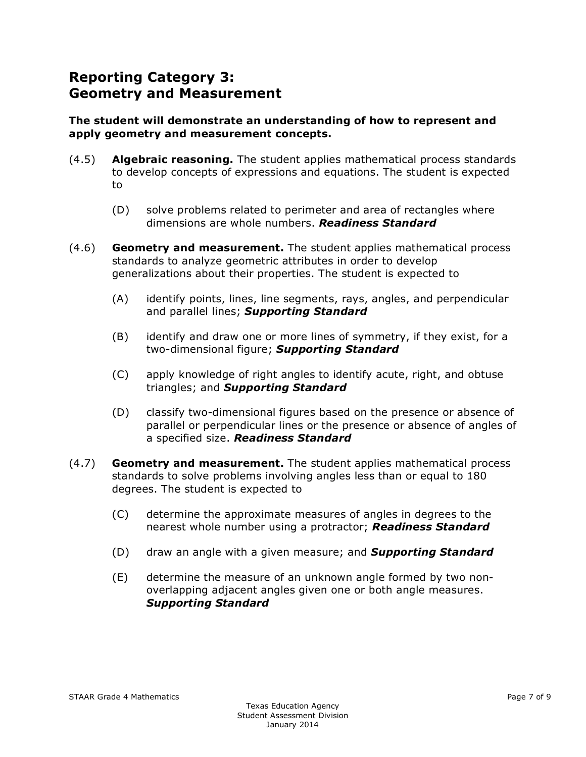## Reporting Category 3: Geometry and Measurement

**The student will demonstrate an understanding of how to represent and apply geometry and measurement concepts.**

(4.5) **Algebraic reasoning.** The student applies mathematical process standards to develop concepts of expressions and equations. The student is expected to

- (D) solve problems related to perimeter and area of rectangles where dimensions are whole numbers. ***Readiness Standard***

(4.6) **Geometry and measurement.** The student applies mathematical process standards to analyze geometric attributes in order to develop generalizations about their properties. The student is expected to

- (A) identify points, lines, line segments, rays, angles, and perpendicular and parallel lines; ***Supporting Standard***
- (B) identify and draw one or more lines of symmetry, if they exist, for a two-dimensional figure; ***Supporting Standard***
- (C) apply knowledge of right angles to identify acute, right, and obtuse triangles; and ***Supporting Standard***
- (D) classify two-dimensional figures based on the presence or absence of parallel or perpendicular lines or the presence or absence of angles of a specified size. ***Readiness Standard***

(4.7) **Geometry and measurement.** The student applies mathematical process standards to solve problems involving angles less than or equal to 180 degrees. The student is expected to

- (C) determine the approximate measures of angles in degrees to the nearest whole number using a protractor; ***Readiness Standard***
- (D) draw an angle with a given measure; and ***Supporting Standard***
- (E) determine the measure of an unknown angle formed by two non-overlapping adjacent angles given one or both angle measures. ***Supporting Standard***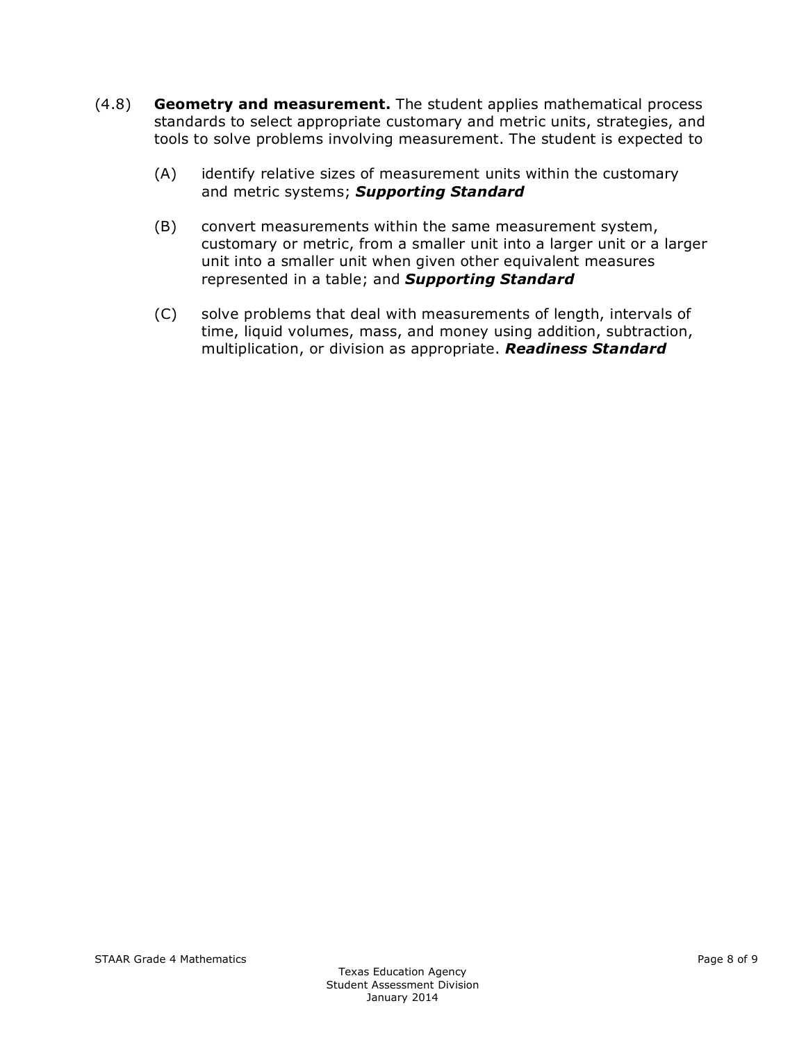(4.8) **Geometry and measurement.** The student applies mathematical process standards to select appropriate customary and metric units, strategies, and tools to solve problems involving measurement. The student is expected to

- (A) identify relative sizes of measurement units within the customary and metric systems; ***Supporting Standard***
- (B) convert measurements within the same measurement system, customary or metric, from a smaller unit into a larger unit or a larger unit into a smaller unit when given other equivalent measures represented in a table; and ***Supporting Standard***
- (C) solve problems that deal with measurements of length, intervals of time, liquid volumes, mass, and money using addition, subtraction, multiplication, or division as appropriate. ***Readiness Standard***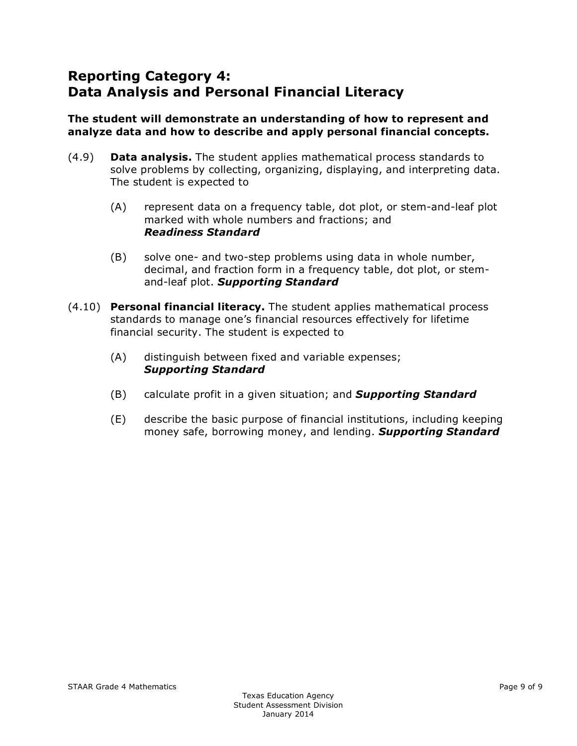## Reporting Category 4:
## Data Analysis and Personal Financial Literacy

**The student will demonstrate an understanding of how to represent and analyze data and how to describe and apply personal financial concepts.**

(4.9) **Data analysis.** The student applies mathematical process standards to solve problems by collecting, organizing, displaying, and interpreting data. The student is expected to

- (A) represent data on a frequency table, dot plot, or stem-and-leaf plot marked with whole numbers and fractions; and ***Readiness Standard***

- (B) solve one- and two-step problems using data in whole number, decimal, and fraction form in a frequency table, dot plot, or stem-and-leaf plot. ***Supporting Standard***

(4.10) **Personal financial literacy.** The student applies mathematical process standards to manage one's financial resources effectively for lifetime financial security. The student is expected to

- (A) distinguish between fixed and variable expenses; ***Supporting Standard***

- (B) calculate profit in a given situation; and ***Supporting Standard***

- (E) describe the basic purpose of financial institutions, including keeping money safe, borrowing money, and lending. ***Supporting Standard***